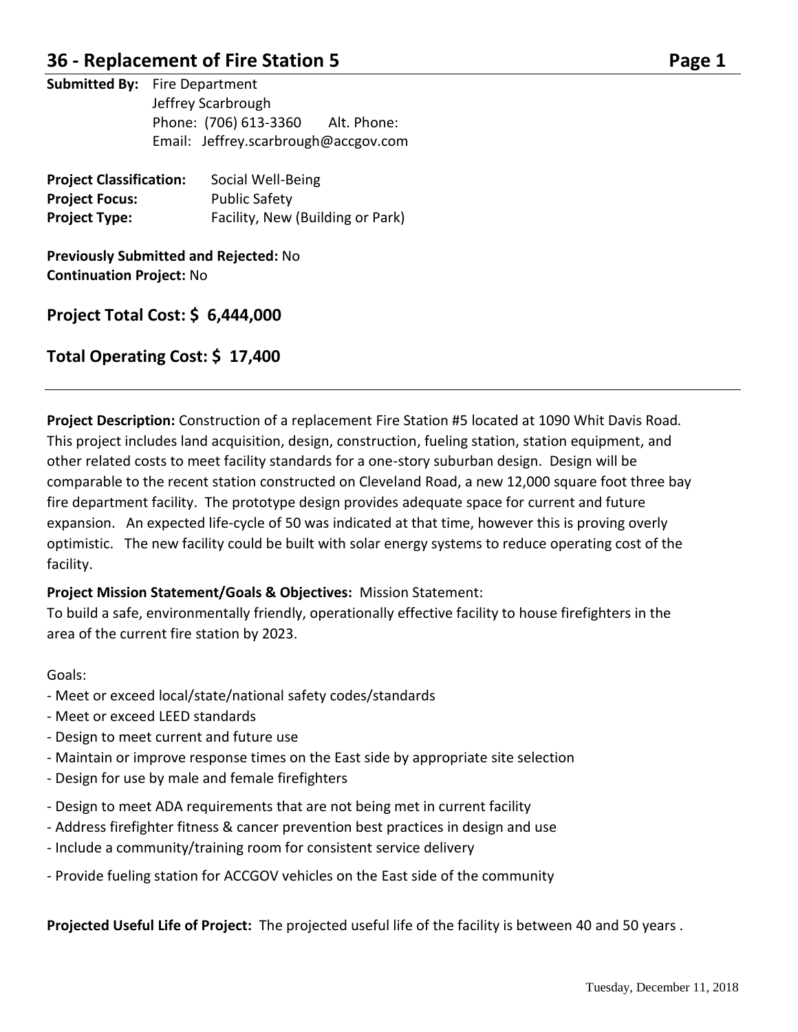# 36 - Replacement of Fire Station 5

**Submitted By:** Fire Department
Jeffrey Scarbrough
Phone: (706) 613-3360 Alt. Phone:
Email: Jeffrey.scarbrough@accgov.com

**Project Classification:** Social Well-Being
**Project Focus:** Public Safety
**Project Type:** Facility, New (Building or Park)

**Previously Submitted and Rejected:** No
**Continuation Project:** No

## Project Total Cost: $ 6,444,000

## Total Operating Cost: $ 17,400

---

**Project Description:** Construction of a replacement Fire Station #5 located at 1090 Whit Davis Road. This project includes land acquisition, design, construction, fueling station, station equipment, and other related costs to meet facility standards for a one-story suburban design. Design will be comparable to the recent station constructed on Cleveland Road, a new 12,000 square foot three bay fire department facility. The prototype design provides adequate space for current and future expansion. An expected life-cycle of 50 was indicated at that time, however this is proving overly optimistic. The new facility could be built with solar energy systems to reduce operating cost of the facility.

**Project Mission Statement/Goals & Objectives:** Mission Statement:
To build a safe, environmentally friendly, operationally effective facility to house firefighters in the area of the current fire station by 2023.

Goals:
- Meet or exceed local/state/national safety codes/standards
- Meet or exceed LEED standards
- Design to meet current and future use
- Maintain or improve response times on the East side by appropriate site selection
- Design for use by male and female firefighters
- Design to meet ADA requirements that are not being met in current facility
- Address firefighter fitness & cancer prevention best practices in design and use
- Include a community/training room for consistent service delivery
- Provide fueling station for ACCGOV vehicles on the East side of the community

**Projected Useful Life of Project:** The projected useful life of the facility is between 40 and 50 years .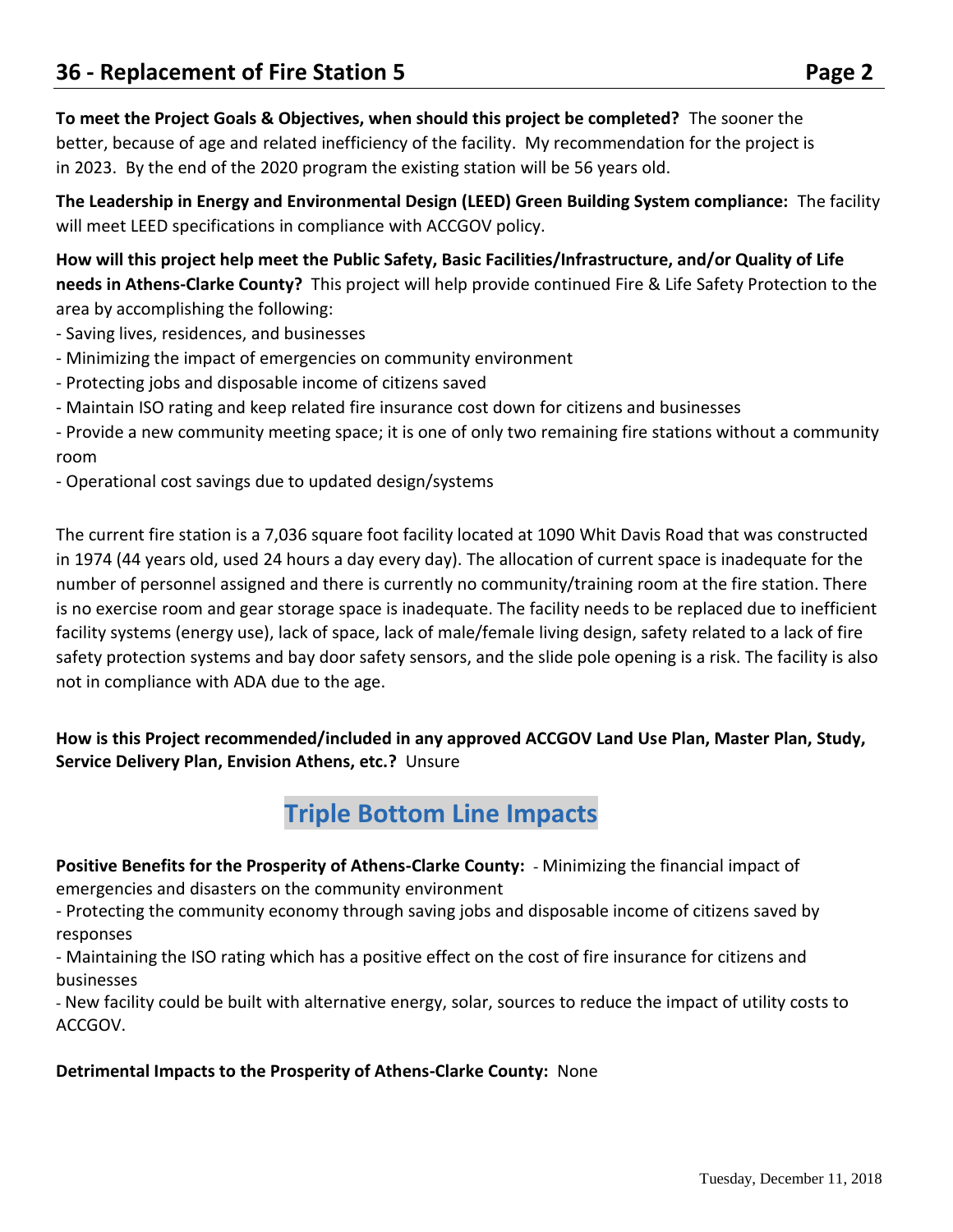**To meet the Project Goals & Objectives, when should this project be completed?** The sooner the better, because of age and related inefficiency of the facility. My recommendation for the project is in 2023. By the end of the 2020 program the existing station will be 56 years old.

**The Leadership in Energy and Environmental Design (LEED) Green Building System compliance:** The facility will meet LEED specifications in compliance with ACCGOV policy.

**How will this project help meet the Public Safety, Basic Facilities/Infrastructure, and/or Quality of Life needs in Athens-Clarke County?** This project will help provide continued Fire & Life Safety Protection to the area by accomplishing the following:

- Saving lives, residences, and businesses
- Minimizing the impact of emergencies on community environment
- Protecting jobs and disposable income of citizens saved
- Maintain ISO rating and keep related fire insurance cost down for citizens and businesses
- Provide a new community meeting space; it is one of only two remaining fire stations without a community room
- Operational cost savings due to updated design/systems

The current fire station is a 7,036 square foot facility located at 1090 Whit Davis Road that was constructed in 1974 (44 years old, used 24 hours a day every day). The allocation of current space is inadequate for the number of personnel assigned and there is currently no community/training room at the fire station. There is no exercise room and gear storage space is inadequate. The facility needs to be replaced due to inefficient facility systems (energy use), lack of space, lack of male/female living design, safety related to a lack of fire safety protection systems and bay door safety sensors, and the slide pole opening is a risk. The facility is also not in compliance with ADA due to the age.

**How is this Project recommended/included in any approved ACCGOV Land Use Plan, Master Plan, Study, Service Delivery Plan, Envision Athens, etc.?** Unsure

## Triple Bottom Line Impacts

**Positive Benefits for the Prosperity of Athens-Clarke County:** - Minimizing the financial impact of emergencies and disasters on the community environment

- Protecting the community economy through saving jobs and disposable income of citizens saved by responses
- Maintaining the ISO rating which has a positive effect on the cost of fire insurance for citizens and businesses
- New facility could be built with alternative energy, solar, sources to reduce the impact of utility costs to ACCGOV.

**Detrimental Impacts to the Prosperity of Athens-Clarke County:** None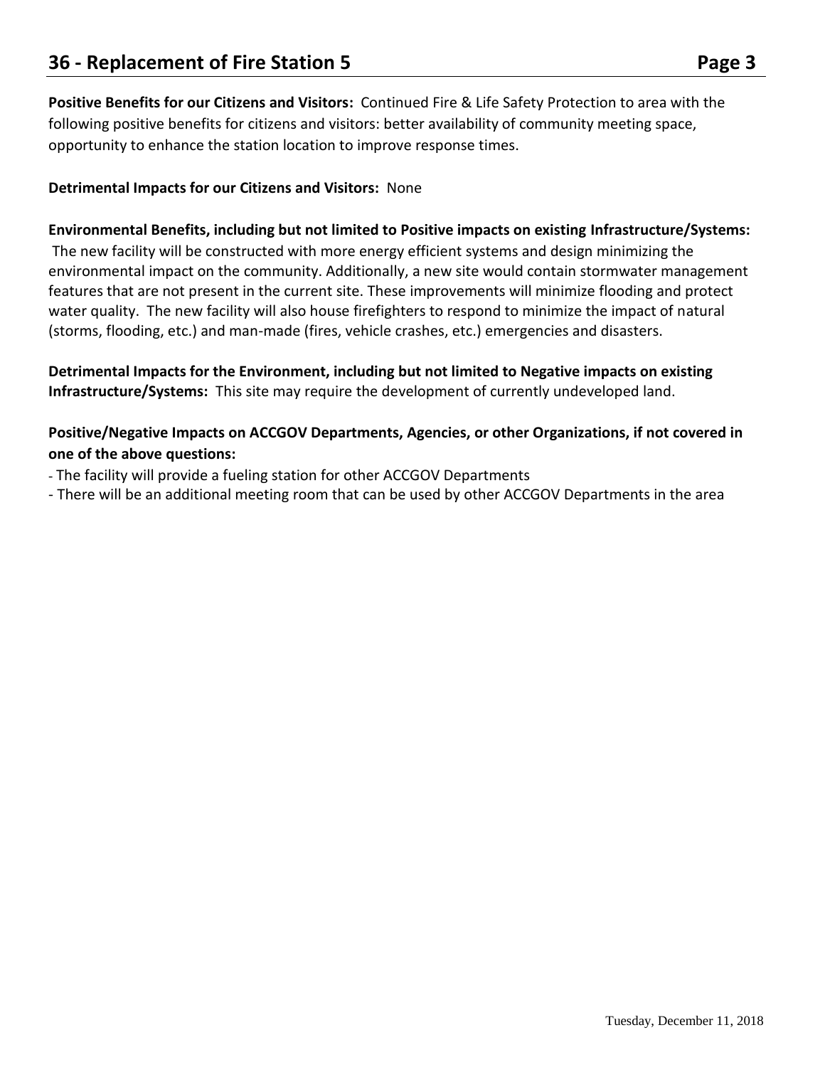**Positive Benefits for our Citizens and Visitors:** Continued Fire & Life Safety Protection to area with the following positive benefits for citizens and visitors: better availability of community meeting space, opportunity to enhance the station location to improve response times.

**Detrimental Impacts for our Citizens and Visitors:** None

**Environmental Benefits, including but not limited to Positive impacts on existing Infrastructure/Systems:** The new facility will be constructed with more energy efficient systems and design minimizing the environmental impact on the community. Additionally, a new site would contain stormwater management features that are not present in the current site. These improvements will minimize flooding and protect water quality. The new facility will also house firefighters to respond to minimize the impact of natural (storms, flooding, etc.) and man-made (fires, vehicle crashes, etc.) emergencies and disasters.

**Detrimental Impacts for the Environment, including but not limited to Negative impacts on existing Infrastructure/Systems:** This site may require the development of currently undeveloped land.

**Positive/Negative Impacts on ACCGOV Departments, Agencies, or other Organizations, if not covered in one of the above questions:**

- The facility will provide a fueling station for other ACCGOV Departments
- There will be an additional meeting room that can be used by other ACCGOV Departments in the area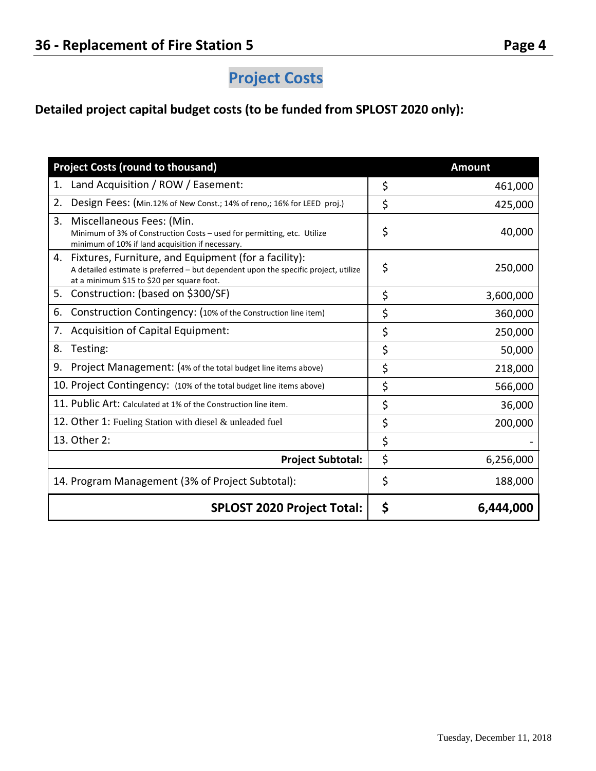## Project Costs

**Detailed project capital budget costs (to be funded from SPLOST 2020 only):**

| Project Costs (round to thousand) | Amount |
|---|---|
| 1. Land Acquisition / ROW / Easement: | $ 461,000 |
| 2. Design Fees: (Min.12% of New Const.; 14% of reno,; 16% for LEED proj.) | $ 425,000 |
| 3. Miscellaneous Fees: (Min. Minimum of 3% of Construction Costs – used for permitting, etc. Utilize minimum of 10% if land acquisition if necessary. | $ 40,000 |
| 4. Fixtures, Furniture, and Equipment (for a facility): A detailed estimate is preferred – but dependent upon the specific project, utilize at a minimum $15 to $20 per square foot. | $ 250,000 |
| 5. Construction: (based on $300/SF) | $ 3,600,000 |
| 6. Construction Contingency: (10% of the Construction line item) | $ 360,000 |
| 7. Acquisition of Capital Equipment: | $ 250,000 |
| 8. Testing: | $ 50,000 |
| 9. Project Management: (4% of the total budget line items above) | $ 218,000 |
| 10. Project Contingency: (10% of the total budget line items above) | $ 566,000 |
| 11. Public Art: Calculated at 1% of the Construction line item. | $ 36,000 |
| 12. Other 1: Fueling Station with diesel & unleaded fuel | $ 200,000 |
| 13. Other 2: | $ - |
| **Project Subtotal:** | $ 6,256,000 |
| 14. Program Management (3% of Project Subtotal): | $ 188,000 |
| **SPLOST 2020 Project Total:** | **$ 6,444,000** |

Tuesday, December 11, 2018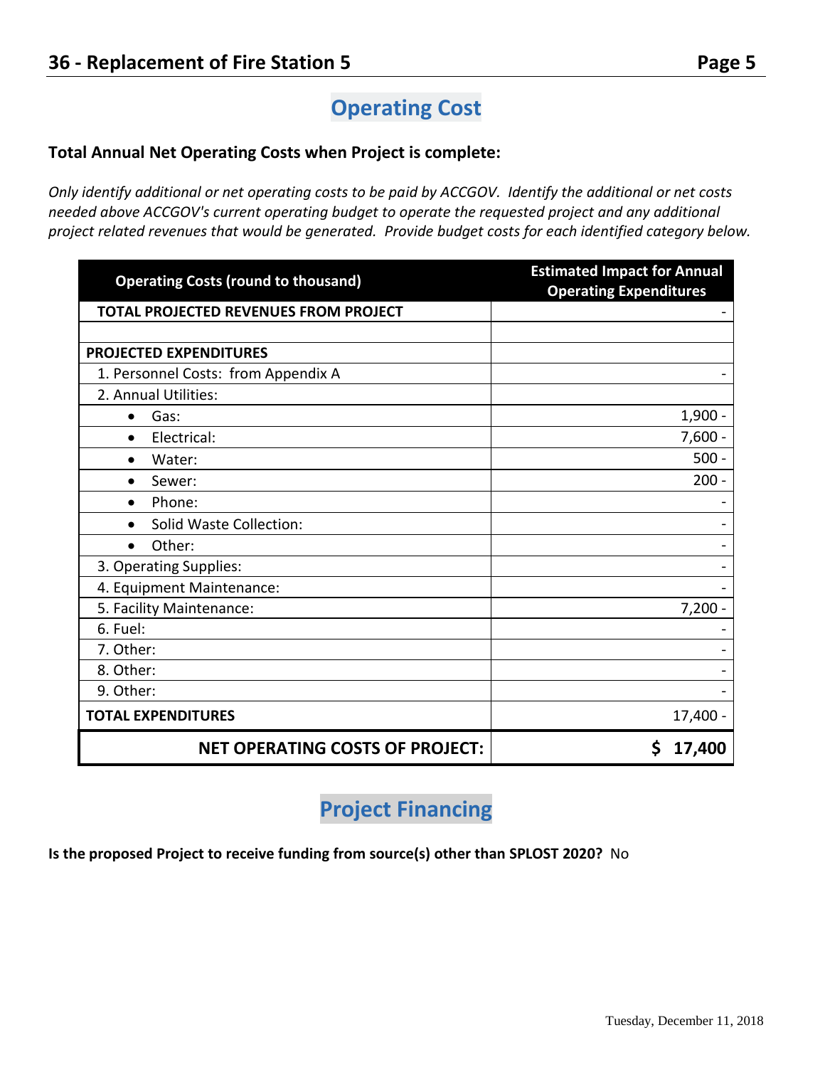## Operating Cost

**Total Annual Net Operating Costs when Project is complete:**

*Only identify additional or net operating costs to be paid by ACCGOV. Identify the additional or net costs needed above ACCGOV's current operating budget to operate the requested project and any additional project related revenues that would be generated. Provide budget costs for each identified category below.*

| Operating Costs (round to thousand) | Estimated Impact for Annual Operating Expenditures |
|---|---|
| **TOTAL PROJECTED REVENUES FROM PROJECT** | - |
| | |
| **PROJECTED EXPENDITURES** | |
| 1. Personnel Costs: from Appendix A | - |
| 2. Annual Utilities: | |
| • Gas: | 1,900 - |
| • Electrical: | 7,600 - |
| • Water: | 500 - |
| • Sewer: | 200 - |
| • Phone: | - |
| • Solid Waste Collection: | - |
| • Other: | - |
| 3. Operating Supplies: | - |
| 4. Equipment Maintenance: | - |
| 5. Facility Maintenance: | 7,200 - |
| 6. Fuel: | - |
| 7. Other: | - |
| 8. Other: | - |
| 9. Other: | - |
| **TOTAL EXPENDITURES** | 17,400 - |
| **NET OPERATING COSTS OF PROJECT:** | **$ 17,400** |

## Project Financing

**Is the proposed Project to receive funding from source(s) other than SPLOST 2020?** No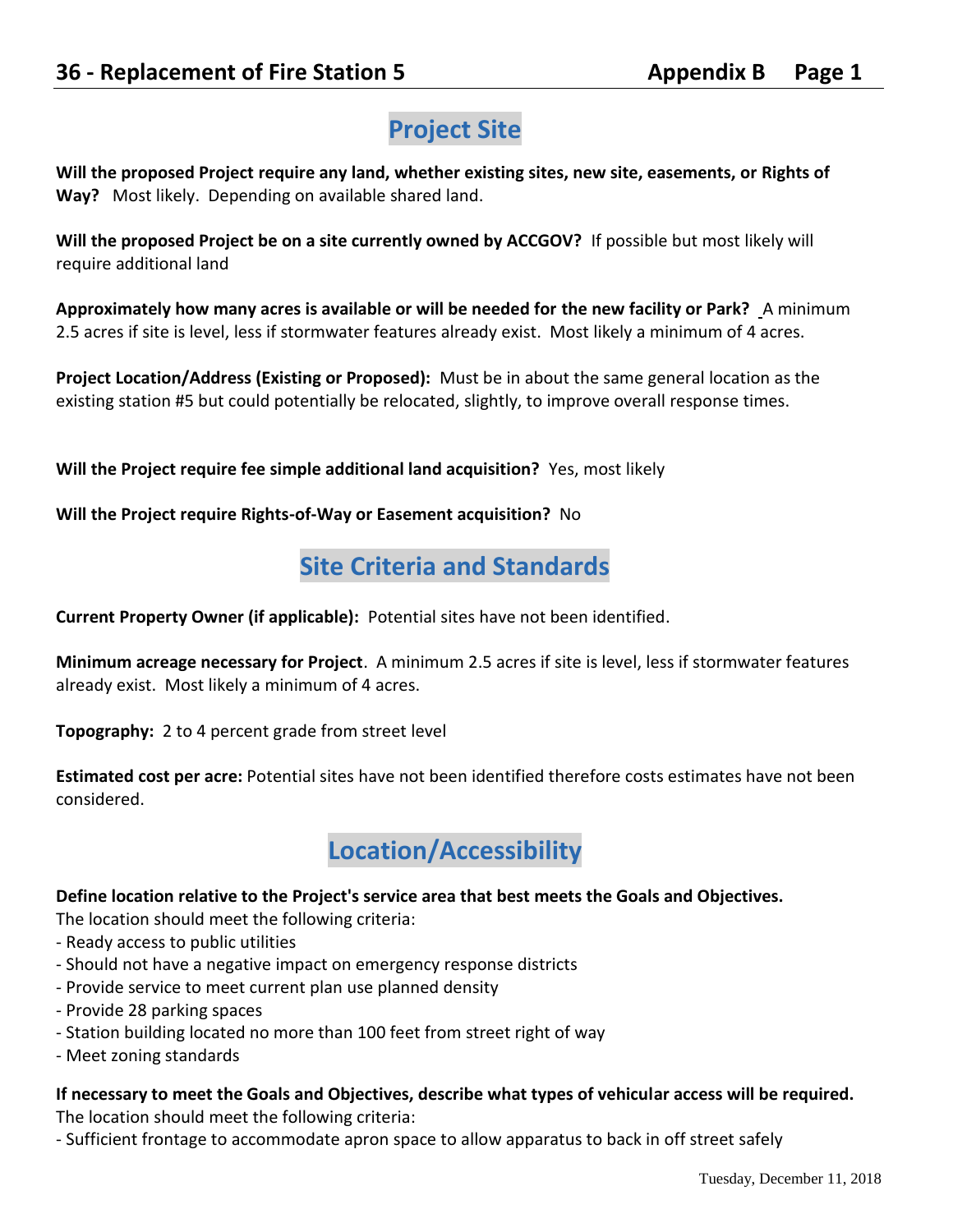## Project Site

**Will the proposed Project require any land, whether existing sites, new site, easements, or Rights of Way?** Most likely. Depending on available shared land.

**Will the proposed Project be on a site currently owned by ACCGOV?** If possible but most likely will require additional land

**Approximately how many acres is available or will be needed for the new facility or Park?** A minimum 2.5 acres if site is level, less if stormwater features already exist. Most likely a minimum of 4 acres.

**Project Location/Address (Existing or Proposed):** Must be in about the same general location as the existing station #5 but could potentially be relocated, slightly, to improve overall response times.

**Will the Project require fee simple additional land acquisition?** Yes, most likely

**Will the Project require Rights-of-Way or Easement acquisition?** No

## Site Criteria and Standards

**Current Property Owner (if applicable):** Potential sites have not been identified.

**Minimum acreage necessary for Project**. A minimum 2.5 acres if site is level, less if stormwater features already exist. Most likely a minimum of 4 acres.

**Topography:** 2 to 4 percent grade from street level

**Estimated cost per acre:** Potential sites have not been identified therefore costs estimates have not been considered.

## Location/Accessibility

**Define location relative to the Project's service area that best meets the Goals and Objectives.**
The location should meet the following criteria:
- Ready access to public utilities
- Should not have a negative impact on emergency response districts
- Provide service to meet current plan use planned density
- Provide 28 parking spaces
- Station building located no more than 100 feet from street right of way
- Meet zoning standards

**If necessary to meet the Goals and Objectives, describe what types of vehicular access will be required.**
The location should meet the following criteria:
- Sufficient frontage to accommodate apron space to allow apparatus to back in off street safely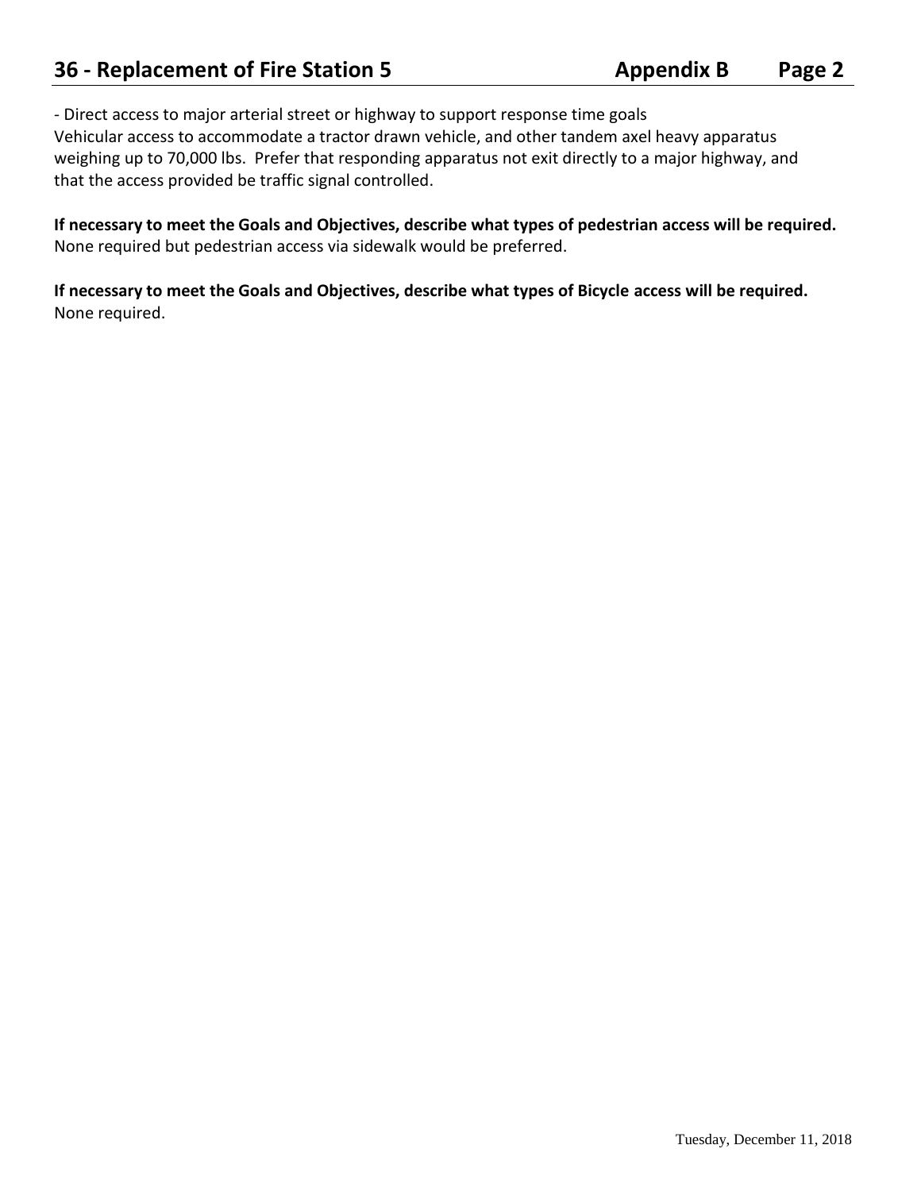- Direct access to major arterial street or highway to support response time goals
Vehicular access to accommodate a tractor drawn vehicle, and other tandem axel heavy apparatus weighing up to 70,000 lbs. Prefer that responding apparatus not exit directly to a major highway, and that the access provided be traffic signal controlled.

**If necessary to meet the Goals and Objectives, describe what types of pedestrian access will be required.**
None required but pedestrian access via sidewalk would be preferred.

**If necessary to meet the Goals and Objectives, describe what types of Bicycle access will be required.**
None required.